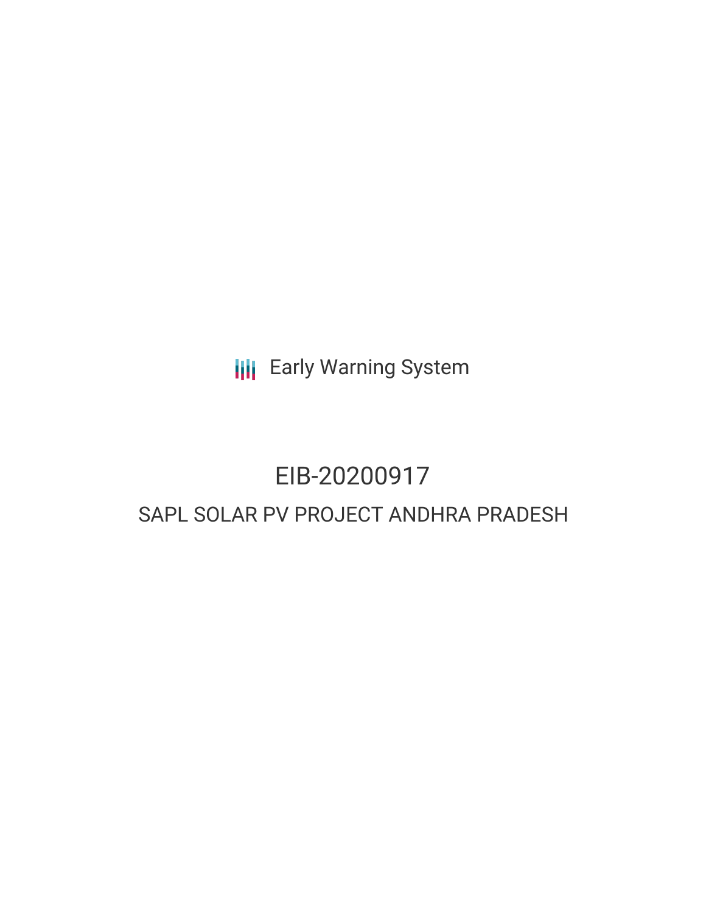Early Warning System

# EIB-20200917

## SAPL SOLAR PV PROJECT ANDHRA PRADESH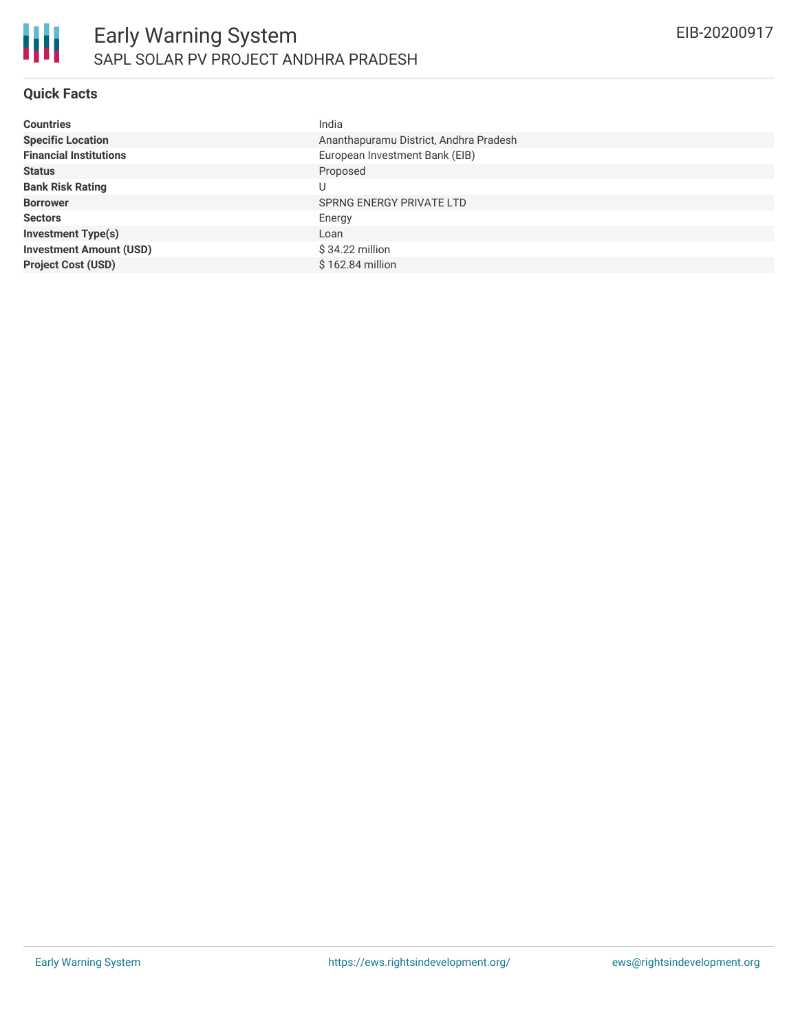# Early Warning System

## SAPL SOLAR PV PROJECT ANDHRA PRADESH

EIB-20200917

### Quick Facts

| | |
|---|---|
| **Countries** | India |
| **Specific Location** | Ananthapuramu District, Andhra Pradesh |
| **Financial Institutions** | European Investment Bank (EIB) |
| **Status** | Proposed |
| **Bank Risk Rating** | U |
| **Borrower** | SPRNG ENERGY PRIVATE LTD |
| **Sectors** | Energy |
| **Investment Type(s)** | Loan |
| **Investment Amount (USD)** | $ 34.22 million |
| **Project Cost (USD)** | $ 162.84 million |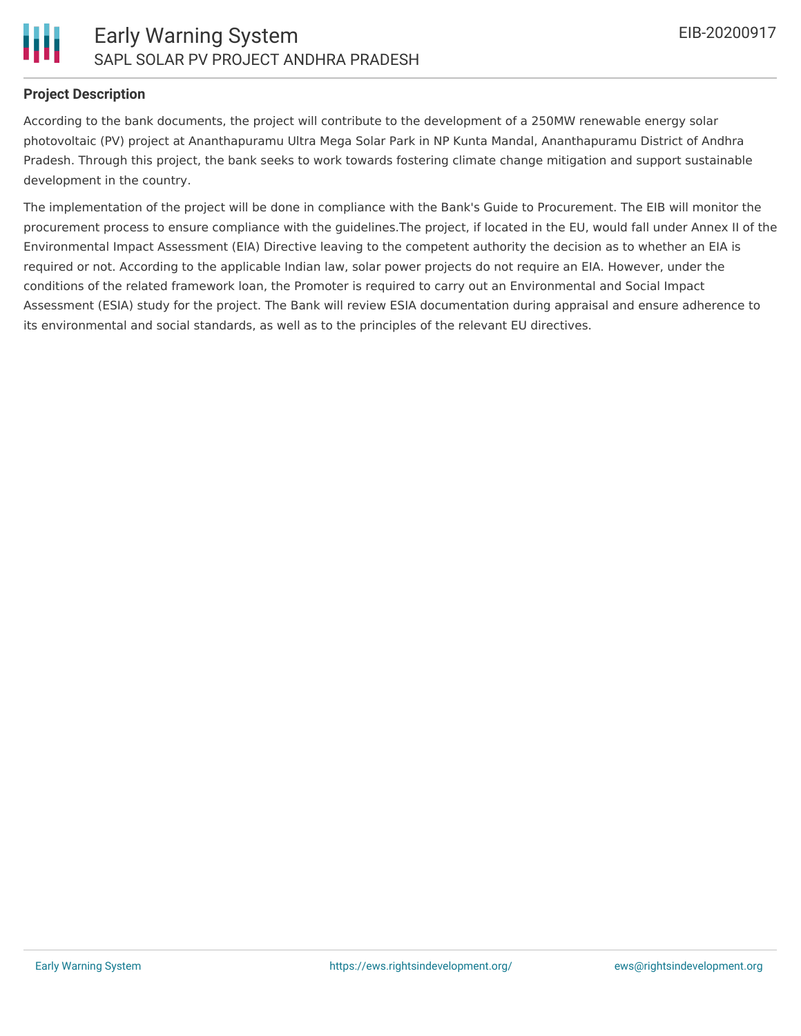**Project Description**

According to the bank documents, the project will contribute to the development of a 250MW renewable energy solar photovoltaic (PV) project at Ananthapuramu Ultra Mega Solar Park in NP Kunta Mandal, Ananthapuramu District of Andhra Pradesh. Through this project, the bank seeks to work towards fostering climate change mitigation and support sustainable development in the country.

The implementation of the project will be done in compliance with the Bank's Guide to Procurement. The EIB will monitor the procurement process to ensure compliance with the guidelines.The project, if located in the EU, would fall under Annex II of the Environmental Impact Assessment (EIA) Directive leaving to the competent authority the decision as to whether an EIA is required or not. According to the applicable Indian law, solar power projects do not require an EIA. However, under the conditions of the related framework loan, the Promoter is required to carry out an Environmental and Social Impact Assessment (ESIA) study for the project. The Bank will review ESIA documentation during appraisal and ensure adherence to its environmental and social standards, as well as to the principles of the relevant EU directives.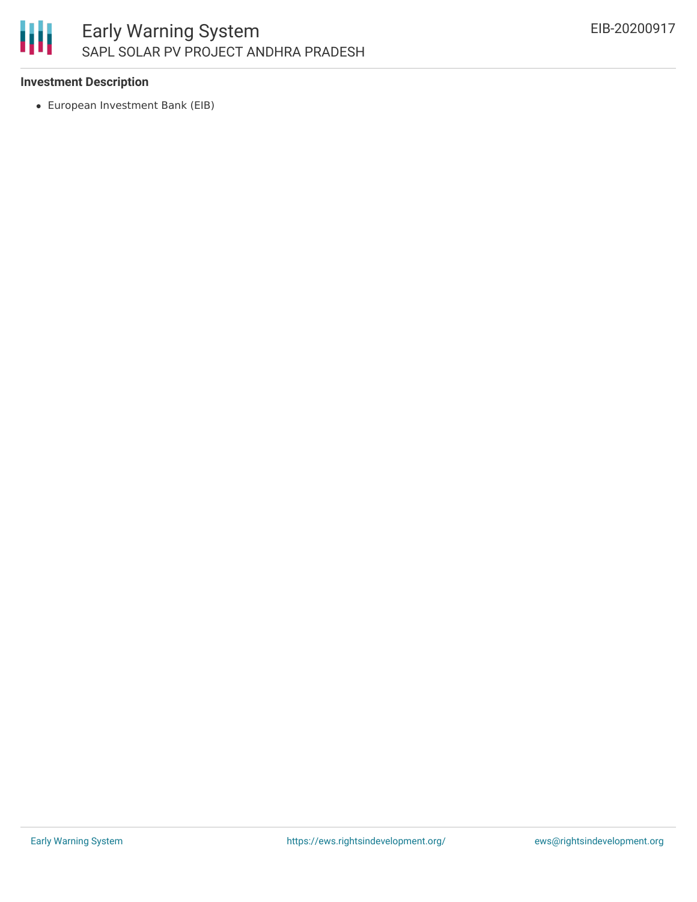**Investment Description**

- European Investment Bank (EIB)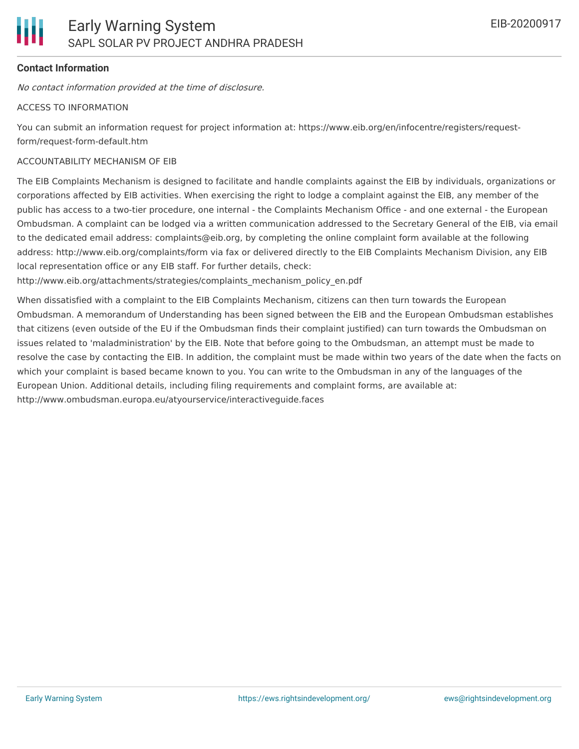**Contact Information**

*No contact information provided at the time of disclosure.*

ACCESS TO INFORMATION

You can submit an information request for project information at: https://www.eib.org/en/infocentre/registers/request-form/request-form-default.htm

ACCOUNTABILITY MECHANISM OF EIB

The EIB Complaints Mechanism is designed to facilitate and handle complaints against the EIB by individuals, organizations or corporations affected by EIB activities. When exercising the right to lodge a complaint against the EIB, any member of the public has access to a two-tier procedure, one internal - the Complaints Mechanism Office - and one external - the European Ombudsman. A complaint can be lodged via a written communication addressed to the Secretary General of the EIB, via email to the dedicated email address: complaints@eib.org, by completing the online complaint form available at the following address: http://www.eib.org/complaints/form via fax or delivered directly to the EIB Complaints Mechanism Division, any EIB local representation office or any EIB staff. For further details, check: http://www.eib.org/attachments/strategies/complaints_mechanism_policy_en.pdf

When dissatisfied with a complaint to the EIB Complaints Mechanism, citizens can then turn towards the European Ombudsman. A memorandum of Understanding has been signed between the EIB and the European Ombudsman establishes that citizens (even outside of the EU if the Ombudsman finds their complaint justified) can turn towards the Ombudsman on issues related to 'maladministration' by the EIB. Note that before going to the Ombudsman, an attempt must be made to resolve the case by contacting the EIB. In addition, the complaint must be made within two years of the date when the facts on which your complaint is based became known to you. You can write to the Ombudsman in any of the languages of the European Union. Additional details, including filing requirements and complaint forms, are available at: http://www.ombudsman.europa.eu/atyourservice/interactiveguide.faces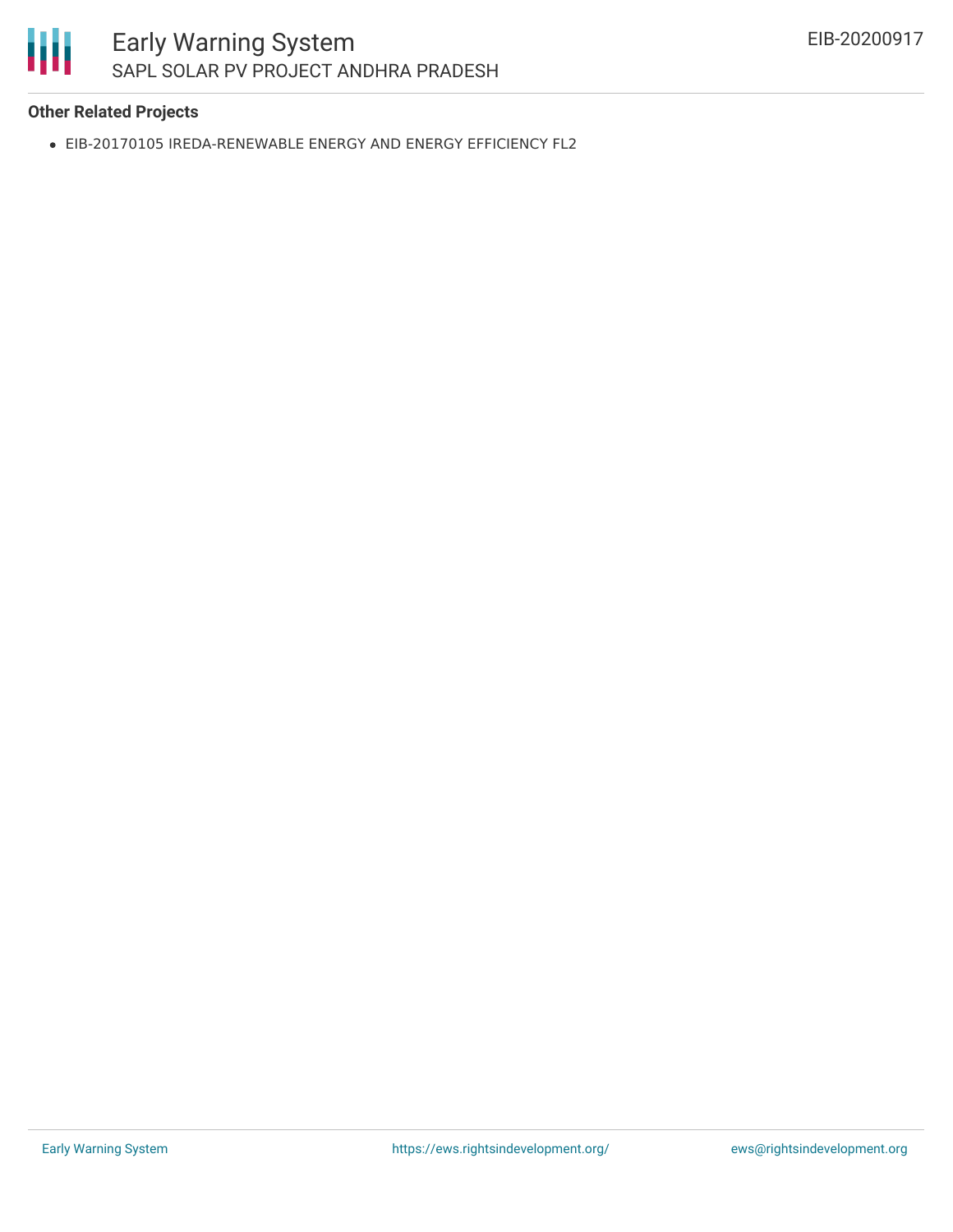**Other Related Projects**

- EIB-20170105 IREDA-RENEWABLE ENERGY AND ENERGY EFFICIENCY FL2